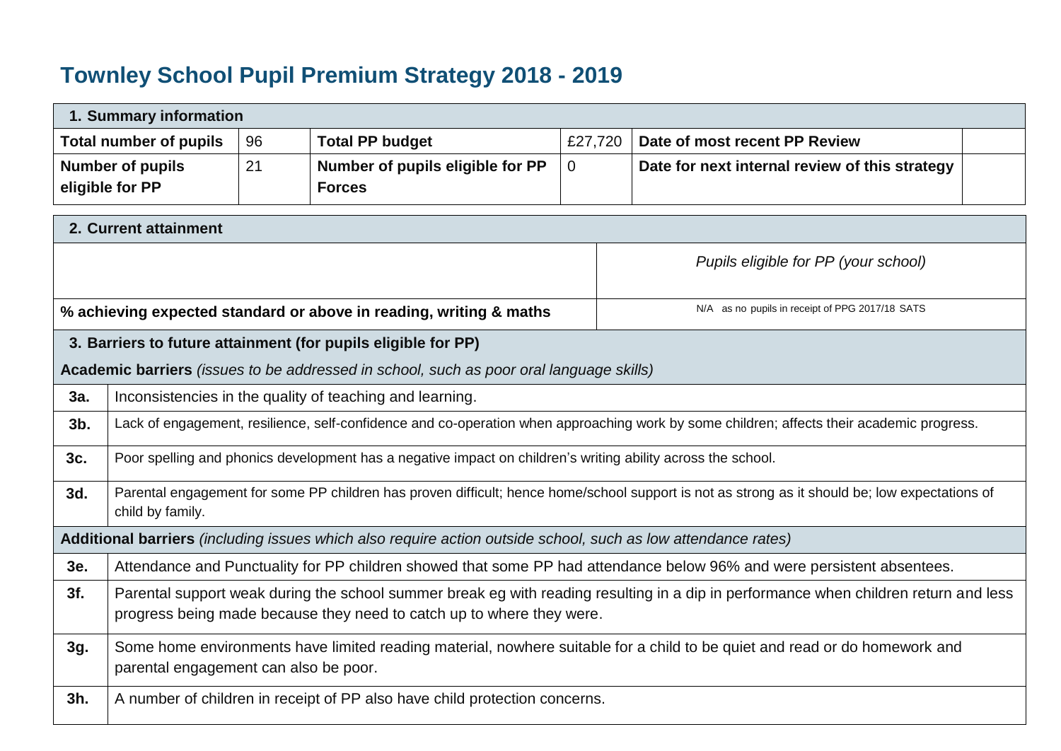# Townley School Pupil Premium Strategy 2018 - 2019

| 1. Summary information | | | | | |
|---|---|---|---|---|---|
| **Total number of pupils** | 96 | **Total PP budget** | £27,720 | **Date of most recent PP Review** | |
| **Number of pupils eligible for PP** | 21 | **Number of pupils eligible for PP Forces** | 0 | **Date for next internal review of this strategy** | |

| 2. Current attainment | |
|---|---|
| | *Pupils eligible for PP (your school)* |
| **% achieving expected standard or above in reading, writing & maths** | N/A as no pupils in receipt of PPG 2017/18 SATS |

| 3. Barriers to future attainment (for pupils eligible for PP) | |
|---|---|
| **Academic barriers** *(issues to be addressed in school, such as poor oral language skills)* | |
| **3a.** | Inconsistencies in the quality of teaching and learning. |
| **3b.** | Lack of engagement, resilience, self-confidence and co-operation when approaching work by some children; affects their academic progress. |
| **3c.** | Poor spelling and phonics development has a negative impact on children's writing ability across the school. |
| **3d.** | Parental engagement for some PP children has proven difficult; hence home/school support is not as strong as it should be; low expectations of child by family. |
| **Additional barriers** *(including issues which also require action outside school, such as low attendance rates)* | |
| **3e.** | Attendance and Punctuality for PP children showed that some PP had attendance below 96% and were persistent absentees. |
| **3f.** | Parental support weak during the school summer break eg with reading resulting in a dip in performance when children return and less progress being made because they need to catch up to where they were. |
| **3g.** | Some home environments have limited reading material, nowhere suitable for a child to be quiet and read or do homework and parental engagement can also be poor. |
| **3h.** | A number of children in receipt of PP also have child protection concerns. |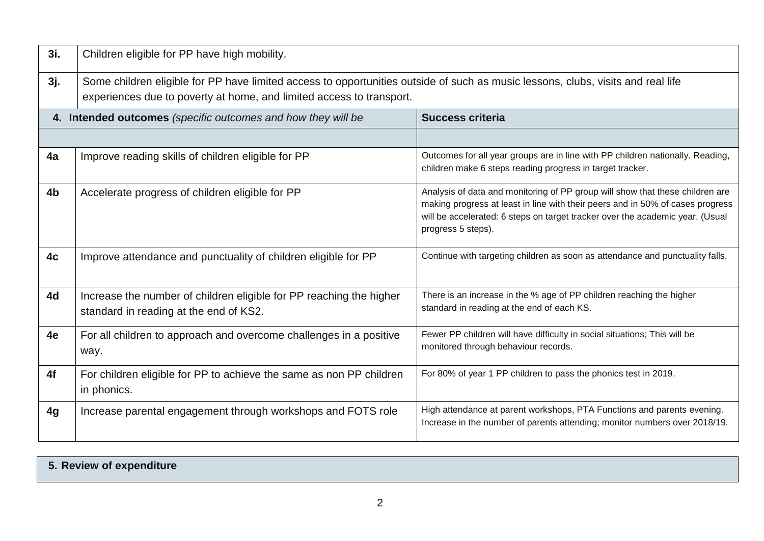| | |
|---|---|
| **3i.** | Children eligible for PP have high mobility. |
| **3j.** | Some children eligible for PP have limited access to opportunities outside of such as music lessons, clubs, visits and real life experiences due to poverty at home, and limited access to transport. |

| **4. Intended outcomes** *(specific outcomes and how they will be* | | **Success criteria** |
|---|---|---|
| | | |
| **4a** | Improve reading skills of children eligible for PP | Outcomes for all year groups are in line with PP children nationally. Reading, children make 6 steps reading progress in target tracker. |
| **4b** | Accelerate progress of children eligible for PP | Analysis of data and monitoring of PP group will show that these children are making progress at least in line with their peers and in 50% of cases progress will be accelerated: 6 steps on target tracker over the academic year. (Usual progress 5 steps). |
| **4c** | Improve attendance and punctuality of children eligible for PP | Continue with targeting children as soon as attendance and punctuality falls. |
| **4d** | Increase the number of children eligible for PP reaching the higher standard in reading at the end of KS2. | There is an increase in the % age of PP children reaching the higher standard in reading at the end of each KS. |
| **4e** | For all children to approach and overcome challenges in a positive way. | Fewer PP children will have difficulty in social situations; This will be monitored through behaviour records. |
| **4f** | For children eligible for PP to achieve the same as non PP children in phonics. | For 80% of year 1 PP children to pass the phonics test in 2019. |
| **4g** | Increase parental engagement through workshops and FOTS role | High attendance at parent workshops, PTA Functions and parents evening. Increase in the number of parents attending; monitor numbers over 2018/19. |

## 5. Review of expenditure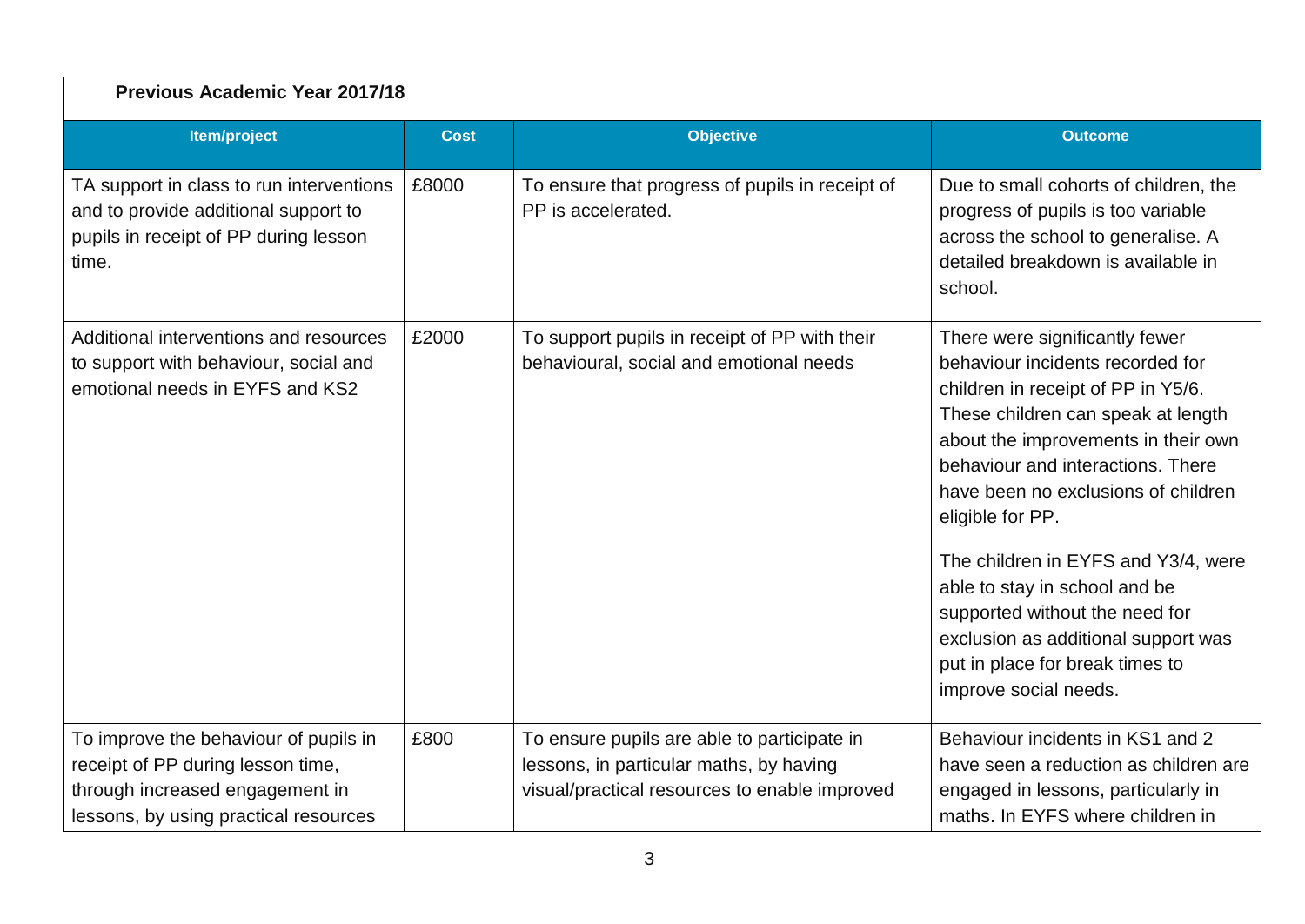**Previous Academic Year 2017/18**

| Item/project | Cost | Objective | Outcome |
|---|---|---|---|
| TA support in class to run interventions and to provide additional support to pupils in receipt of PP during lesson time. | £8000 | To ensure that progress of pupils in receipt of PP is accelerated. | Due to small cohorts of children, the progress of pupils is too variable across the school to generalise. A detailed breakdown is available in school. |
| Additional interventions and resources to support with behaviour, social and emotional needs in EYFS and KS2 | £2000 | To support pupils in receipt of PP with their behavioural, social and emotional needs | There were significantly fewer behaviour incidents recorded for children in receipt of PP in Y5/6. These children can speak at length about the improvements in their own behaviour and interactions. There have been no exclusions of children eligible for PP.<br><br>The children in EYFS and Y3/4, were able to stay in school and be supported without the need for exclusion as additional support was put in place for break times to improve social needs. |
| To improve the behaviour of pupils in receipt of PP during lesson time, through increased engagement in lessons, by using practical resources | £800 | To ensure pupils are able to participate in lessons, in particular maths, by having visual/practical resources to enable improved | Behaviour incidents in KS1 and 2 have seen a reduction as children are engaged in lessons, particularly in maths. In EYFS where children in |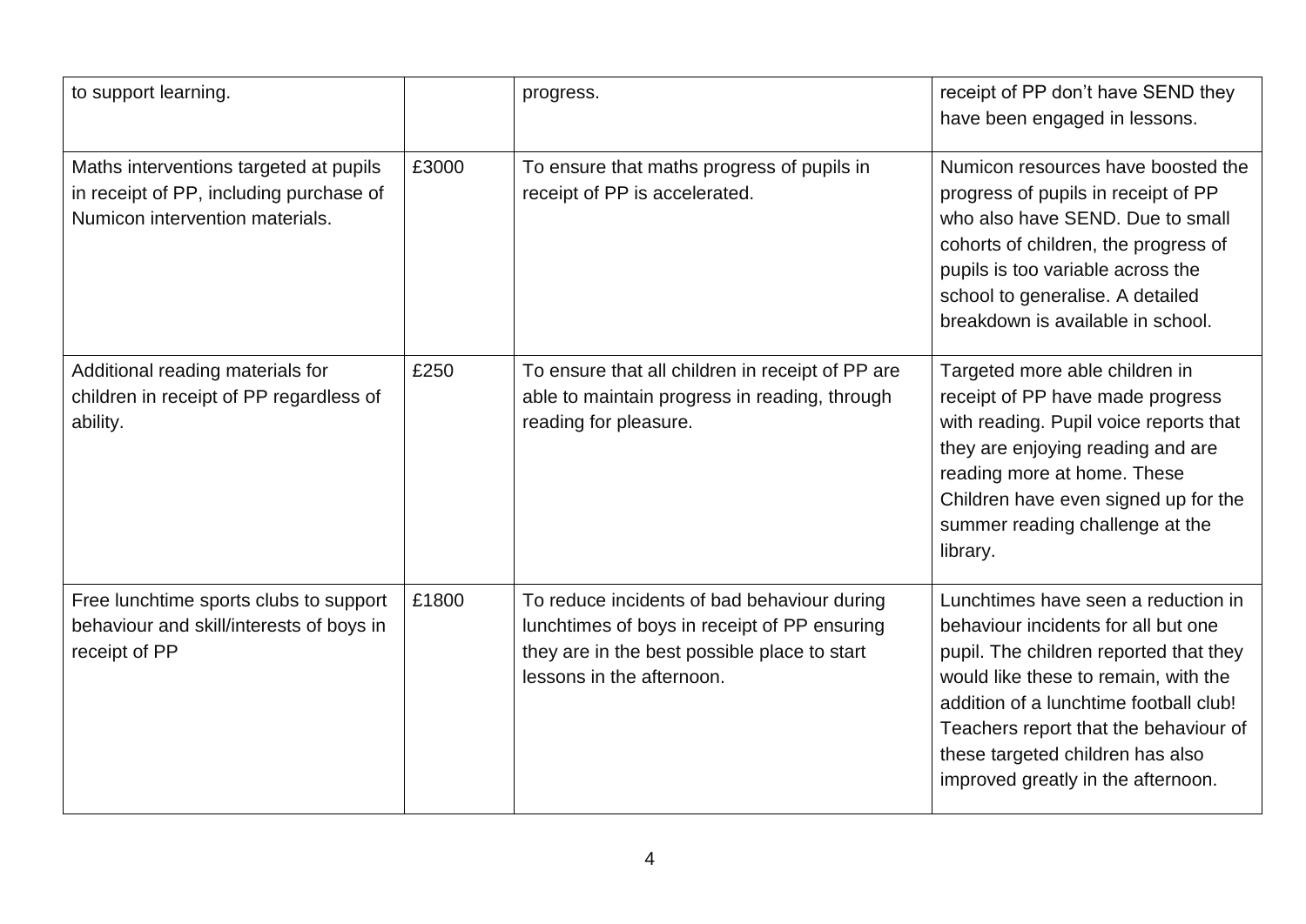| | | | |
|---|---|---|---|
| to support learning. | | progress. | receipt of PP don't have SEND they have been engaged in lessons. |
| Maths interventions targeted at pupils in receipt of PP, including purchase of Numicon intervention materials. | £3000 | To ensure that maths progress of pupils in receipt of PP is accelerated. | Numicon resources have boosted the progress of pupils in receipt of PP who also have SEND. Due to small cohorts of children, the progress of pupils is too variable across the school to generalise. A detailed breakdown is available in school. |
| Additional reading materials for children in receipt of PP regardless of ability. | £250 | To ensure that all children in receipt of PP are able to maintain progress in reading, through reading for pleasure. | Targeted more able children in receipt of PP have made progress with reading. Pupil voice reports that they are enjoying reading and are reading more at home. These Children have even signed up for the summer reading challenge at the library. |
| Free lunchtime sports clubs to support behaviour and skill/interests of boys in receipt of PP | £1800 | To reduce incidents of bad behaviour during lunchtimes of boys in receipt of PP ensuring they are in the best possible place to start lessons in the afternoon. | Lunchtimes have seen a reduction in behaviour incidents for all but one pupil. The children reported that they would like these to remain, with the addition of a lunchtime football club! Teachers report that the behaviour of these targeted children has also improved greatly in the afternoon. |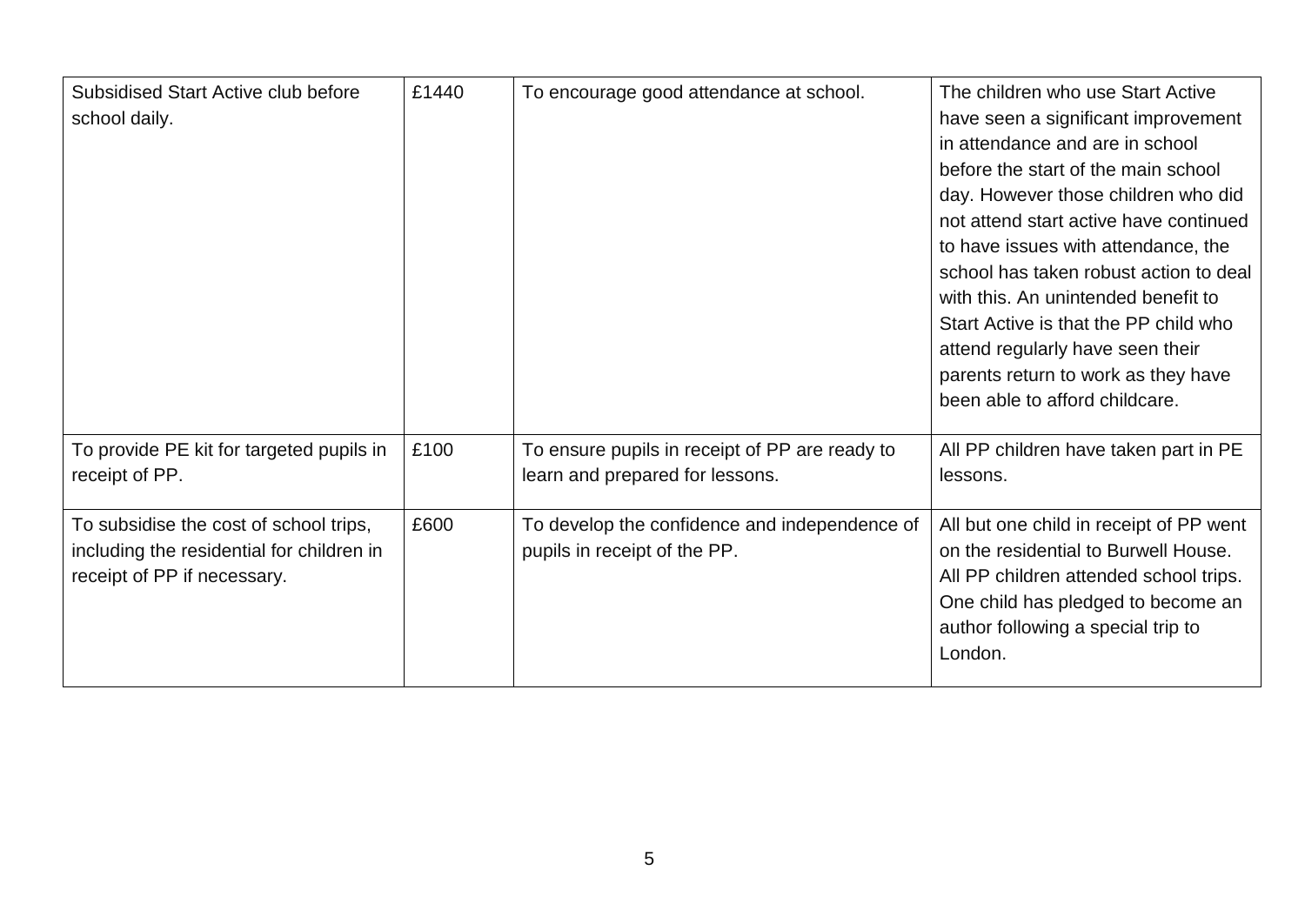| | | | |
|---|---|---|---|
| Subsidised Start Active club before school daily. | £1440 | To encourage good attendance at school. | The children who use Start Active have seen a significant improvement in attendance and are in school before the start of the main school day. However those children who did not attend start active have continued to have issues with attendance, the school has taken robust action to deal with this. An unintended benefit to Start Active is that the PP child who attend regularly have seen their parents return to work as they have been able to afford childcare. |
| To provide PE kit for targeted pupils in receipt of PP. | £100 | To ensure pupils in receipt of PP are ready to learn and prepared for lessons. | All PP children have taken part in PE lessons. |
| To subsidise the cost of school trips, including the residential for children in receipt of PP if necessary. | £600 | To develop the confidence and independence of pupils in receipt of the PP. | All but one child in receipt of PP went on the residential to Burwell House. All PP children attended school trips. One child has pledged to become an author following a special trip to London. |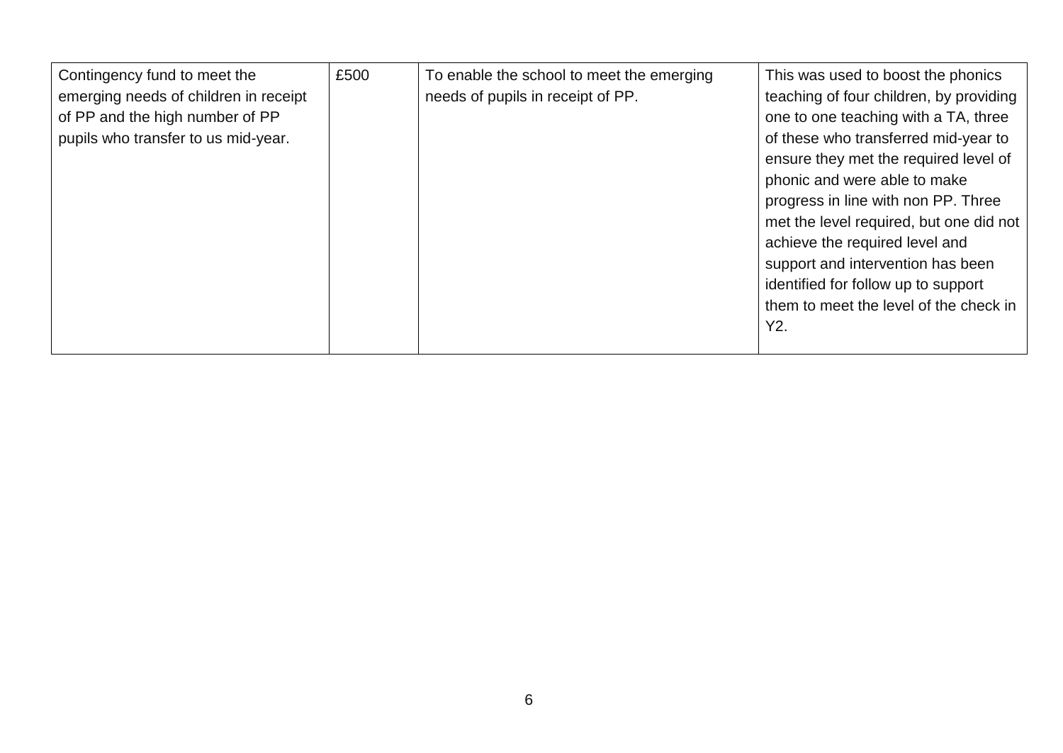| | | | |
|---|---|---|---|
| Contingency fund to meet the emerging needs of children in receipt of PP and the high number of PP pupils who transfer to us mid-year. | £500 | To enable the school to meet the emerging needs of pupils in receipt of PP. | This was used to boost the phonics teaching of four children, by providing one to one teaching with a TA, three of these who transferred mid-year to ensure they met the required level of phonic and were able to make progress in line with non PP. Three met the level required, but one did not achieve the required level and support and intervention has been identified for follow up to support them to meet the level of the check in Y2. |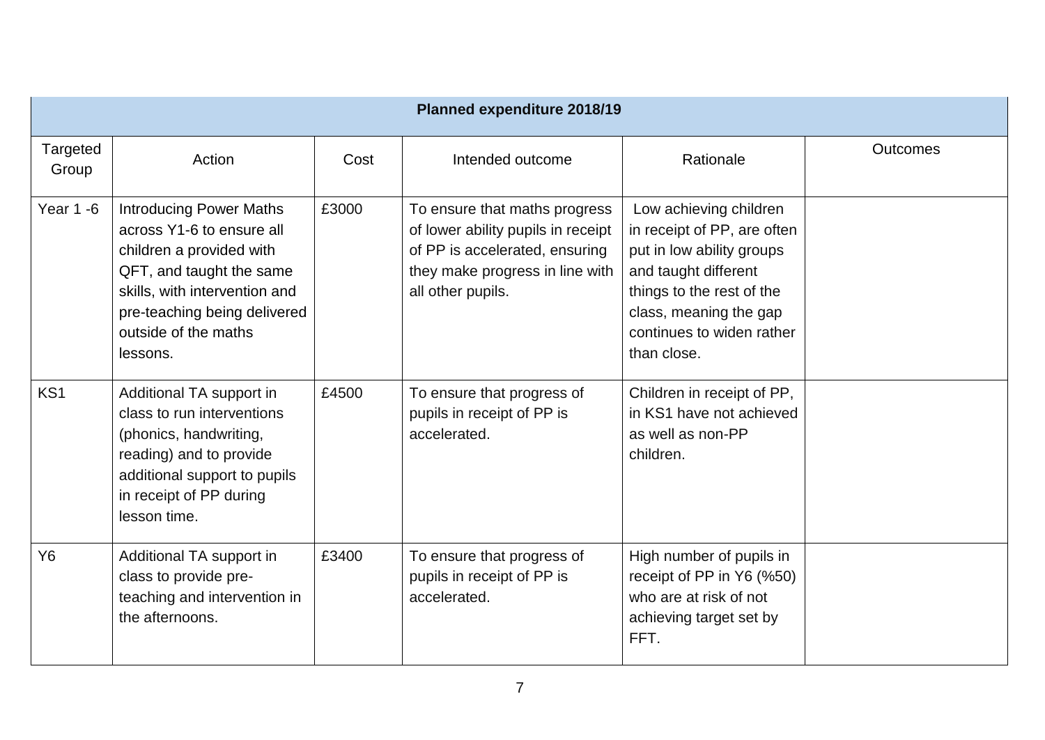| Planned expenditure 2018/19 | | | | | |
|---|---|---|---|---|---|
| Targeted Group | Action | Cost | Intended outcome | Rationale | Outcomes |
| Year 1 -6 | Introducing Power Maths across Y1-6 to ensure all children a provided with QFT, and taught the same skills, with intervention and pre-teaching being delivered outside of the maths lessons. | £3000 | To ensure that maths progress of lower ability pupils in receipt of PP is accelerated, ensuring they make progress in line with all other pupils. | Low achieving children in receipt of PP, are often put in low ability groups and taught different things to the rest of the class, meaning the gap continues to widen rather than close. | |
| KS1 | Additional TA support in class to run interventions (phonics, handwriting, reading) and to provide additional support to pupils in receipt of PP during lesson time. | £4500 | To ensure that progress of pupils in receipt of PP is accelerated. | Children in receipt of PP, in KS1 have not achieved as well as non-PP children. | |
| Y6 | Additional TA support in class to provide pre-teaching and intervention in the afternoons. | £3400 | To ensure that progress of pupils in receipt of PP is accelerated. | High number of pupils in receipt of PP in Y6 (%50) who are at risk of not achieving target set by FFT. | |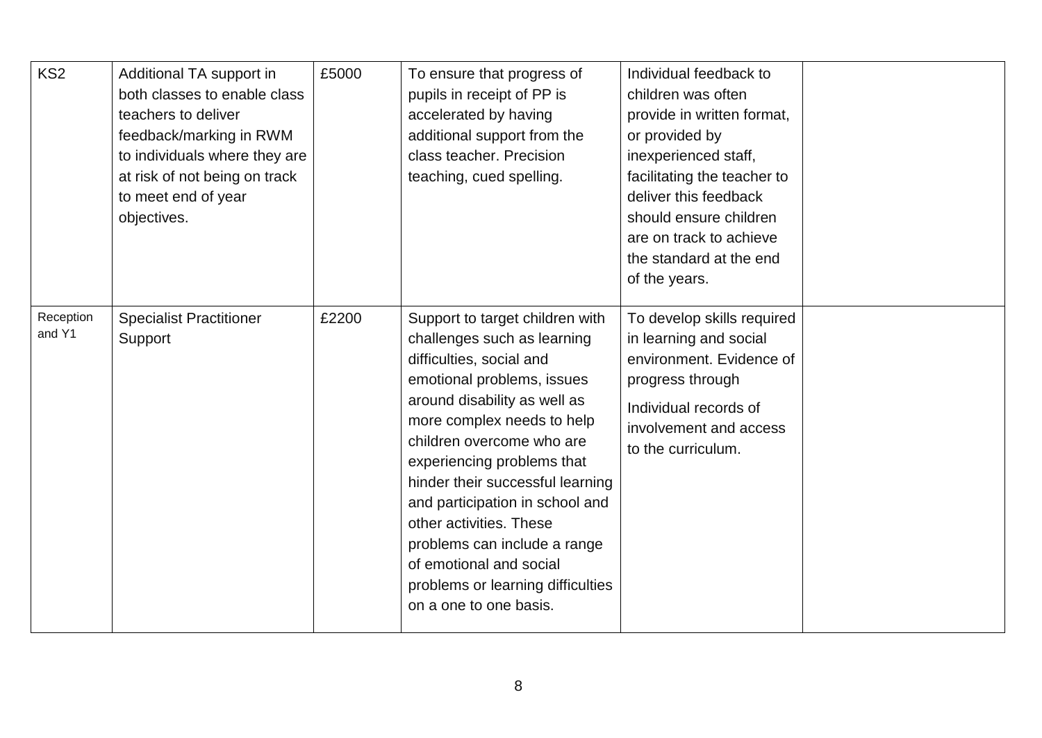| | | | | | |
|---|---|---|---|---|---|
| KS2 | Additional TA support in both classes to enable class teachers to deliver feedback/marking in RWM to individuals where they are at risk of not being on track to meet end of year objectives. | £5000 | To ensure that progress of pupils in receipt of PP is accelerated by having additional support from the class teacher. Precision teaching, cued spelling. | Individual feedback to children was often provide in written format, or provided by inexperienced staff, facilitating the teacher to deliver this feedback should ensure children are on track to achieve the standard at the end of the years. | |
| Reception and Y1 | Specialist Practitioner Support | £2200 | Support to target children with challenges such as learning difficulties, social and emotional problems, issues around disability as well as more complex needs to help children overcome who are experiencing problems that hinder their successful learning and participation in school and other activities. These problems can include a range of emotional and social problems or learning difficulties on a one to one basis. | To develop skills required in learning and social environment. Evidence of progress through<br><br>Individual records of involvement and access to the curriculum. | |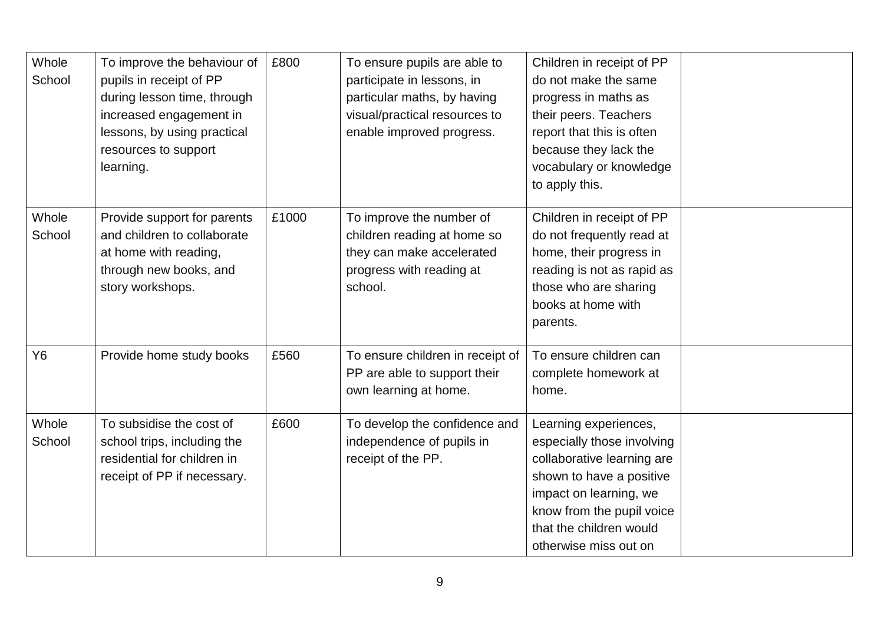| | | | | | |
|---|---|---|---|---|---|
| Whole School | To improve the behaviour of pupils in receipt of PP during lesson time, through increased engagement in lessons, by using practical resources to support learning. | £800 | To ensure pupils are able to participate in lessons, in particular maths, by having visual/practical resources to enable improved progress. | Children in receipt of PP do not make the same progress in maths as their peers. Teachers report that this is often because they lack the vocabulary or knowledge to apply this. | |
| Whole School | Provide support for parents and children to collaborate at home with reading, through new books, and story workshops. | £1000 | To improve the number of children reading at home so they can make accelerated progress with reading at school. | Children in receipt of PP do not frequently read at home, their progress in reading is not as rapid as those who are sharing books at home with parents. | |
| Y6 | Provide home study books | £560 | To ensure children in receipt of PP are able to support their own learning at home. | To ensure children can complete homework at home. | |
| Whole School | To subsidise the cost of school trips, including the residential for children in receipt of PP if necessary. | £600 | To develop the confidence and independence of pupils in receipt of the PP. | Learning experiences, especially those involving collaborative learning are shown to have a positive impact on learning, we know from the pupil voice that the children would otherwise miss out on | |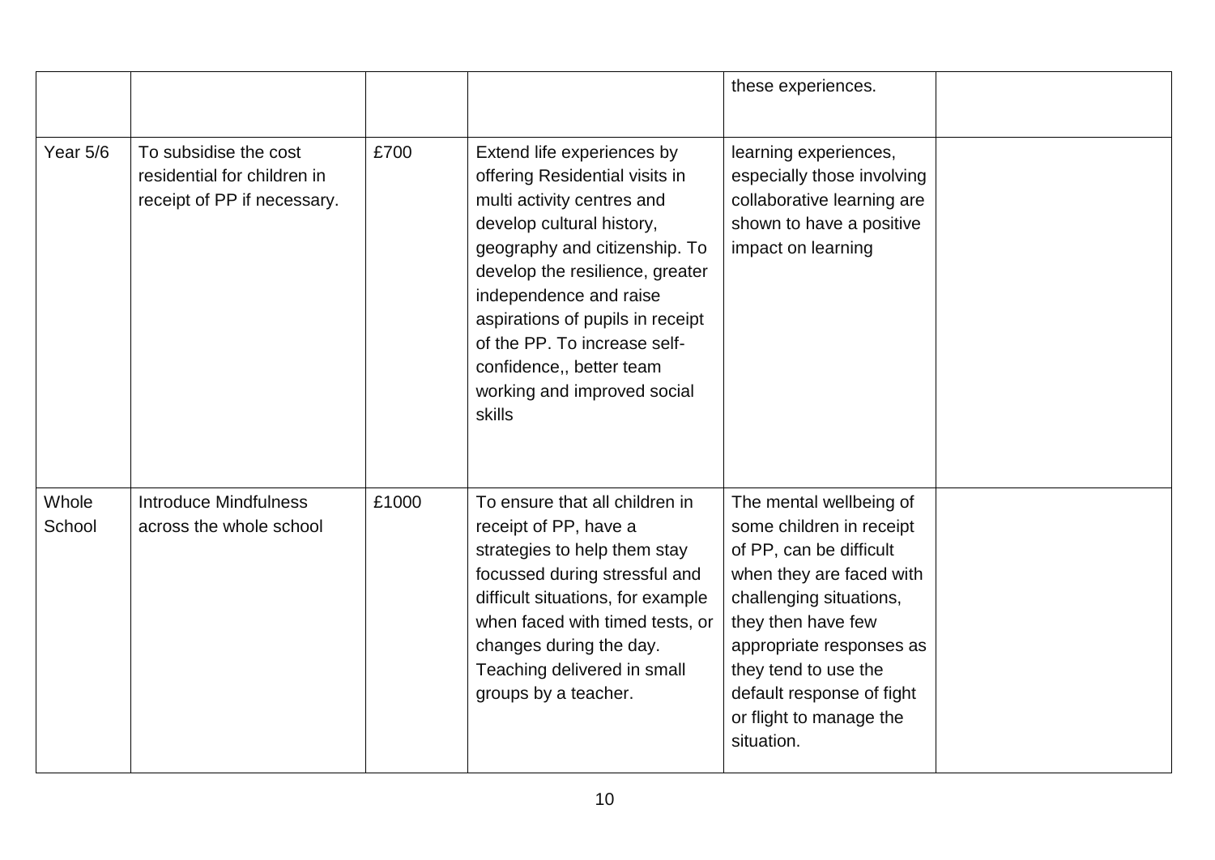| | | | | | |
|---|---|---|---|---|---|
| | | | | these experiences. | |
| Year 5/6 | To subsidise the cost residential for children in receipt of PP if necessary. | £700 | Extend life experiences by offering Residential visits in multi activity centres and develop cultural history, geography and citizenship. To develop the resilience, greater independence and raise aspirations of pupils in receipt of the PP. To increase self-confidence,, better team working and improved social skills | learning experiences, especially those involving collaborative learning are shown to have a positive impact on learning | |
| Whole School | Introduce Mindfulness across the whole school | £1000 | To ensure that all children in receipt of PP, have a strategies to help them stay focussed during stressful and difficult situations, for example when faced with timed tests, or changes during the day. Teaching delivered in small groups by a teacher. | The mental wellbeing of some children in receipt of PP, can be difficult when they are faced with challenging situations, they then have few appropriate responses as they tend to use the default response of fight or flight to manage the situation. | |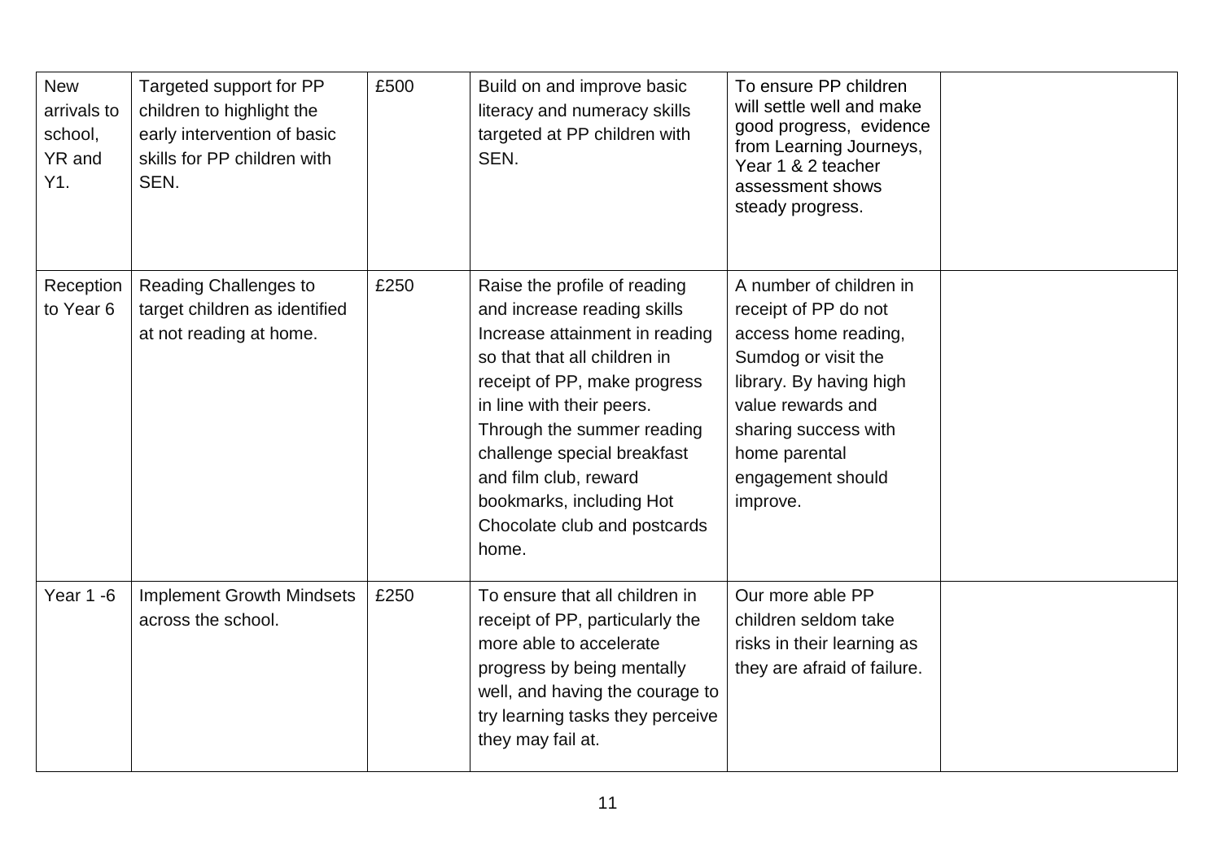| | | | | | |
|---|---|---|---|---|---|
| New arrivals to school, YR and Y1. | Targeted support for PP children to highlight the early intervention of basic skills for PP children with SEN. | £500 | Build on and improve basic literacy and numeracy skills targeted at PP children with SEN. | To ensure PP children will settle well and make good progress, evidence from Learning Journeys, Year 1 & 2 teacher assessment shows steady progress. | |
| Reception to Year 6 | Reading Challenges to target children as identified at not reading at home. | £250 | Raise the profile of reading and increase reading skills Increase attainment in reading so that that all children in receipt of PP, make progress in line with their peers. Through the summer reading challenge special breakfast and film club, reward bookmarks, including Hot Chocolate club and postcards home. | A number of children in receipt of PP do not access home reading, Sumdog or visit the library. By having high value rewards and sharing success with home parental engagement should improve. | |
| Year 1 -6 | Implement Growth Mindsets across the school. | £250 | To ensure that all children in receipt of PP, particularly the more able to accelerate progress by being mentally well, and having the courage to try learning tasks they perceive they may fail at. | Our more able PP children seldom take risks in their learning as they are afraid of failure. | |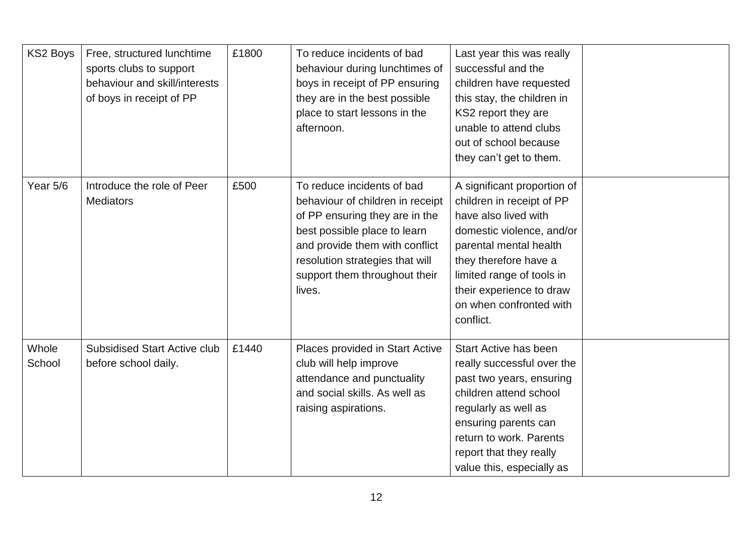| | | | | | |
|---|---|---|---|---|---|
| KS2 Boys | Free, structured lunchtime sports clubs to support behaviour and skill/interests of boys in receipt of PP | £1800 | To reduce incidents of bad behaviour during lunchtimes of boys in receipt of PP ensuring they are in the best possible place to start lessons in the afternoon. | Last year this was really successful and the children have requested this stay, the children in KS2 report they are unable to attend clubs out of school because they can't get to them. | |
| Year 5/6 | Introduce the role of Peer Mediators | £500 | To reduce incidents of bad behaviour of children in receipt of PP ensuring they are in the best possible place to learn and provide them with conflict resolution strategies that will support them throughout their lives. | A significant proportion of children in receipt of PP have also lived with domestic violence, and/or parental mental health they therefore have a limited range of tools in their experience to draw on when confronted with conflict. | |
| Whole School | Subsidised Start Active club before school daily. | £1440 | Places provided in Start Active club will help improve attendance and punctuality and social skills. As well as raising aspirations. | Start Active has been really successful over the past two years, ensuring children attend school regularly as well as ensuring parents can return to work. Parents report that they really value this, especially as | |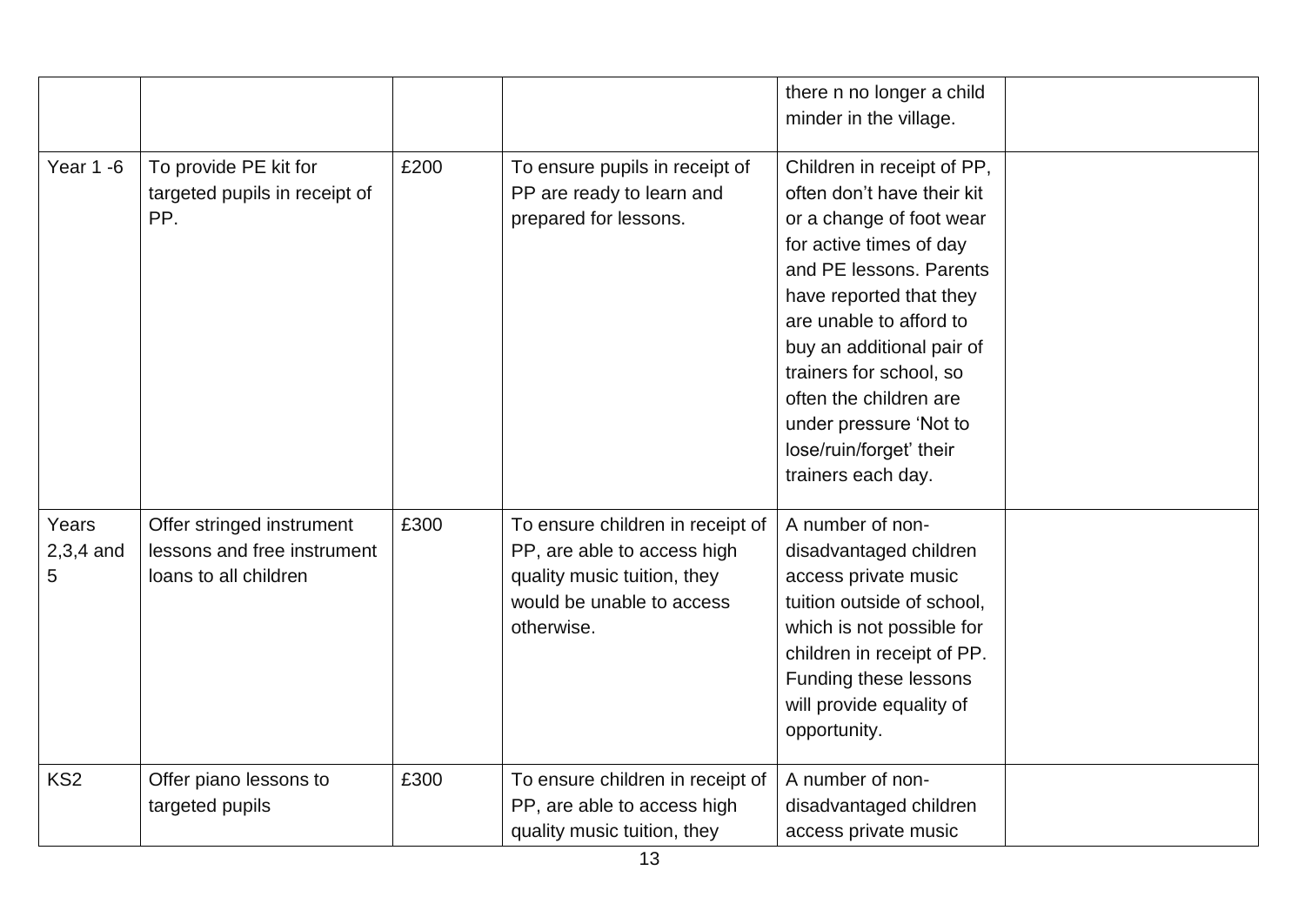| | | | | there n no longer a child minder in the village. | |
|---|---|---|---|---|---|
| Year 1 -6 | To provide PE kit for targeted pupils in receipt of PP. | £200 | To ensure pupils in receipt of PP are ready to learn and prepared for lessons. | Children in receipt of PP, often don't have their kit or a change of foot wear for active times of day and PE lessons. Parents have reported that they are unable to afford to buy an additional pair of trainers for school, so often the children are under pressure 'Not to lose/ruin/forget' their trainers each day. | |
| Years 2,3,4 and 5 | Offer stringed instrument lessons and free instrument loans to all children | £300 | To ensure children in receipt of PP, are able to access high quality music tuition, they would be unable to access otherwise. | A number of non-disadvantaged children access private music tuition outside of school, which is not possible for children in receipt of PP. Funding these lessons will provide equality of opportunity. | |
| KS2 | Offer piano lessons to targeted pupils | £300 | To ensure children in receipt of PP, are able to access high quality music tuition, they | A number of non-disadvantaged children access private music | |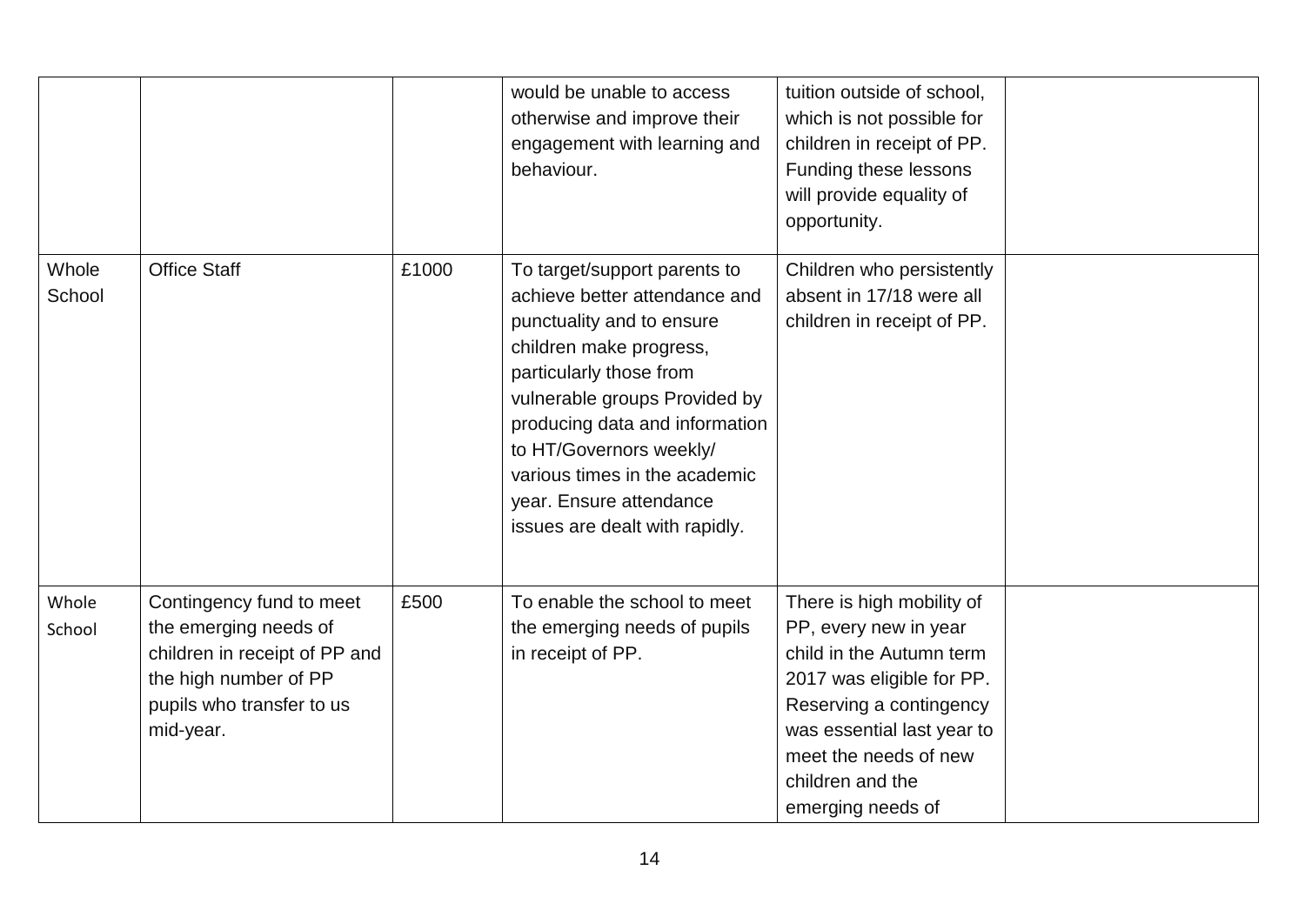| | | | | | |
|---|---|---|---|---|---|
| | | | would be unable to access otherwise and improve their engagement with learning and behaviour. | tuition outside of school, which is not possible for children in receipt of PP. Funding these lessons will provide equality of opportunity. | |
| Whole School | Office Staff | £1000 | To target/support parents to achieve better attendance and punctuality and to ensure children make progress, particularly those from vulnerable groups Provided by producing data and information to HT/Governors weekly/ various times in the academic year. Ensure attendance issues are dealt with rapidly. | Children who persistently absent in 17/18 were all children in receipt of PP. | |
| Whole School | Contingency fund to meet the emerging needs of children in receipt of PP and the high number of PP pupils who transfer to us mid-year. | £500 | To enable the school to meet the emerging needs of pupils in receipt of PP. | There is high mobility of PP, every new in year child in the Autumn term 2017 was eligible for PP. Reserving a contingency was essential last year to meet the needs of new children and the emerging needs of | |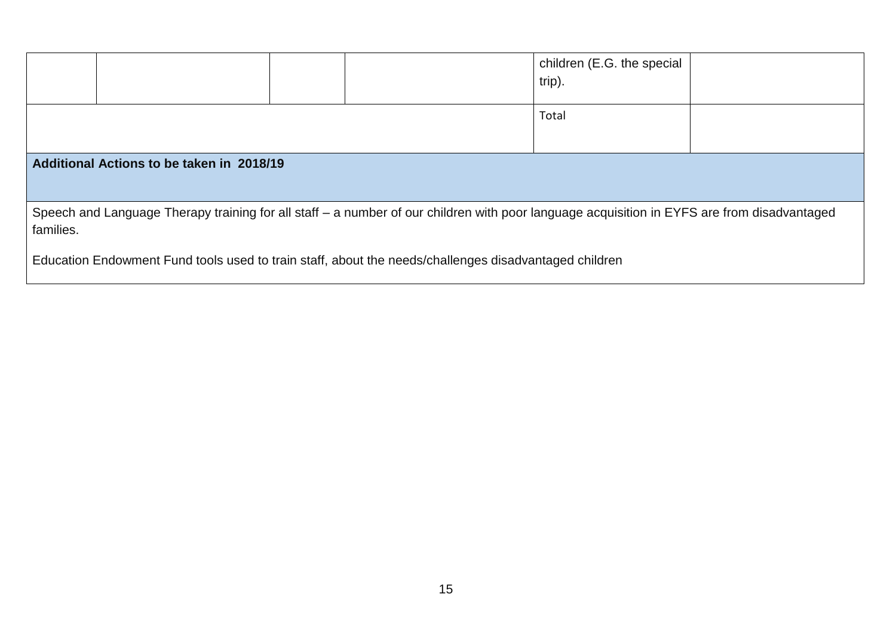| | | | | | |
|---|---|---|---|---|---|
| | | | | children (E.G. the special trip). | |
| | | | | Total | |

**Additional Actions to be taken in 2018/19**

Speech and Language Therapy training for all staff – a number of our children with poor language acquisition in EYFS are from disadvantaged families.

Education Endowment Fund tools used to train staff, about the needs/challenges disadvantaged children